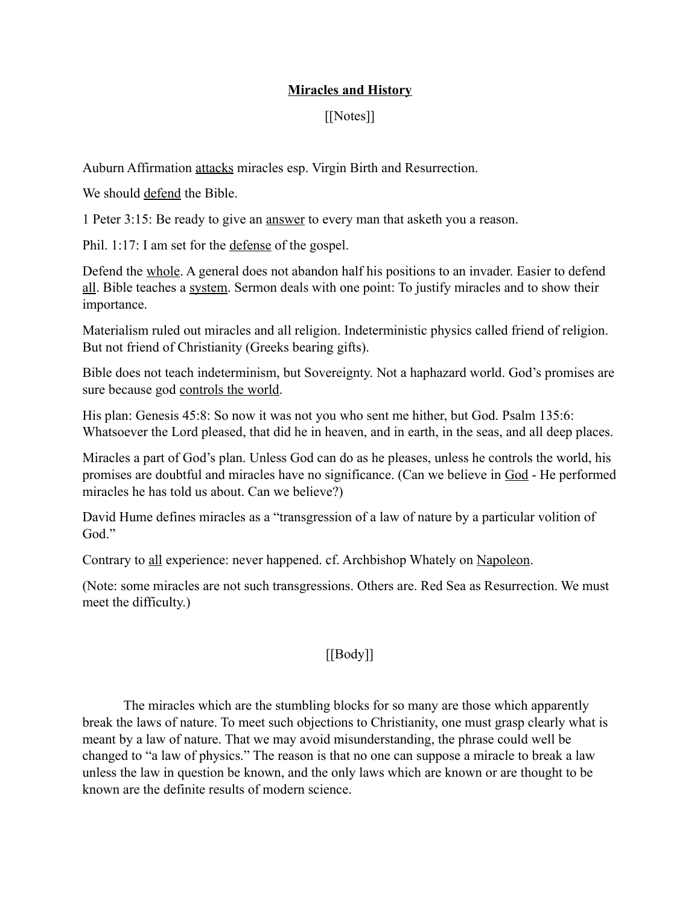# Miracles and History

[[Notes]]

Auburn Affirmation <u>attacks</u> miracles esp. Virgin Birth and Resurrection.

We should <u>defend</u> the Bible.

1 Peter 3:15: Be ready to give an <u>answer</u> to every man that asketh you a reason.

Phil. 1:17: I am set for the <u>defense</u> of the gospel.

Defend the <u>whole</u>. A general does not abandon half his positions to an invader. Easier to defend <u>all</u>. Bible teaches a <u>system</u>. Sermon deals with one point: To justify miracles and to show their importance.

Materialism ruled out miracles and all religion. Indeterministic physics called friend of religion. But not friend of Christianity (Greeks bearing gifts).

Bible does not teach indeterminism, but Sovereignty. Not a haphazard world. God's promises are sure because god <u>controls the world</u>.

His plan: Genesis 45:8: So now it was not you who sent me hither, but God. Psalm 135:6: Whatsoever the Lord pleased, that did he in heaven, and in earth, in the seas, and all deep places.

Miracles a part of God's plan. Unless God can do as he pleases, unless he controls the world, his promises are doubtful and miracles have no significance. (Can we believe in <u>God</u> - He performed miracles he has told us about. Can we believe?)

David Hume defines miracles as a "transgression of a law of nature by a particular volition of God."

Contrary to <u>all</u> experience: never happened. cf. Archbishop Whately on <u>Napoleon</u>.

(Note: some miracles are not such transgressions. Others are. Red Sea as Resurrection. We must meet the difficulty.)

[[Body]]

The miracles which are the stumbling blocks for so many are those which apparently break the laws of nature. To meet such objections to Christianity, one must grasp clearly what is meant by a law of nature. That we may avoid misunderstanding, the phrase could well be changed to "a law of physics." The reason is that no one can suppose a miracle to break a law unless the law in question be known, and the only laws which are known or are thought to be known are the definite results of modern science.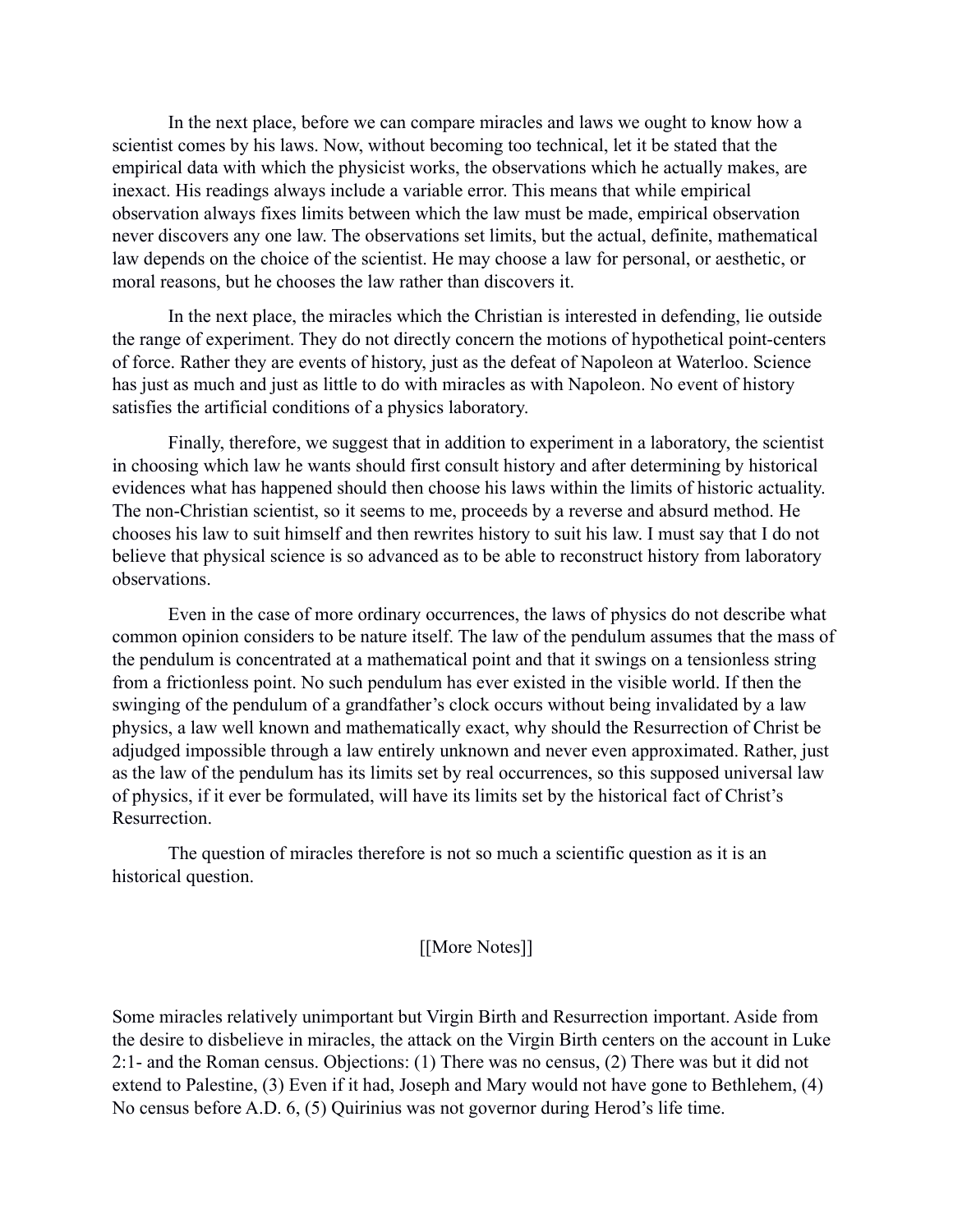In the next place, before we can compare miracles and laws we ought to know how a scientist comes by his laws. Now, without becoming too technical, let it be stated that the empirical data with which the physicist works, the observations which he actually makes, are inexact. His readings always include a variable error. This means that while empirical observation always fixes limits between which the law must be made, empirical observation never discovers any one law. The observations set limits, but the actual, definite, mathematical law depends on the choice of the scientist. He may choose a law for personal, or aesthetic, or moral reasons, but he chooses the law rather than discovers it.

In the next place, the miracles which the Christian is interested in defending, lie outside the range of experiment. They do not directly concern the motions of hypothetical point-centers of force. Rather they are events of history, just as the defeat of Napoleon at Waterloo. Science has just as much and just as little to do with miracles as with Napoleon. No event of history satisfies the artificial conditions of a physics laboratory.

Finally, therefore, we suggest that in addition to experiment in a laboratory, the scientist in choosing which law he wants should first consult history and after determining by historical evidences what has happened should then choose his laws within the limits of historic actuality. The non-Christian scientist, so it seems to me, proceeds by a reverse and absurd method. He chooses his law to suit himself and then rewrites history to suit his law. I must say that I do not believe that physical science is so advanced as to be able to reconstruct history from laboratory observations.

Even in the case of more ordinary occurrences, the laws of physics do not describe what common opinion considers to be nature itself. The law of the pendulum assumes that the mass of the pendulum is concentrated at a mathematical point and that it swings on a tensionless string from a frictionless point. No such pendulum has ever existed in the visible world. If then the swinging of the pendulum of a grandfather's clock occurs without being invalidated by a law physics, a law well known and mathematically exact, why should the Resurrection of Christ be adjudged impossible through a law entirely unknown and never even approximated. Rather, just as the law of the pendulum has its limits set by real occurrences, so this supposed universal law of physics, if it ever be formulated, will have its limits set by the historical fact of Christ's Resurrection.

The question of miracles therefore is not so much a scientific question as it is an historical question.

[[More Notes]]

Some miracles relatively unimportant but Virgin Birth and Resurrection important. Aside from the desire to disbelieve in miracles, the attack on the Virgin Birth centers on the account in Luke 2:1- and the Roman census. Objections: (1) There was no census, (2) There was but it did not extend to Palestine, (3) Even if it had, Joseph and Mary would not have gone to Bethlehem, (4) No census before A.D. 6, (5) Quirinius was not governor during Herod's life time.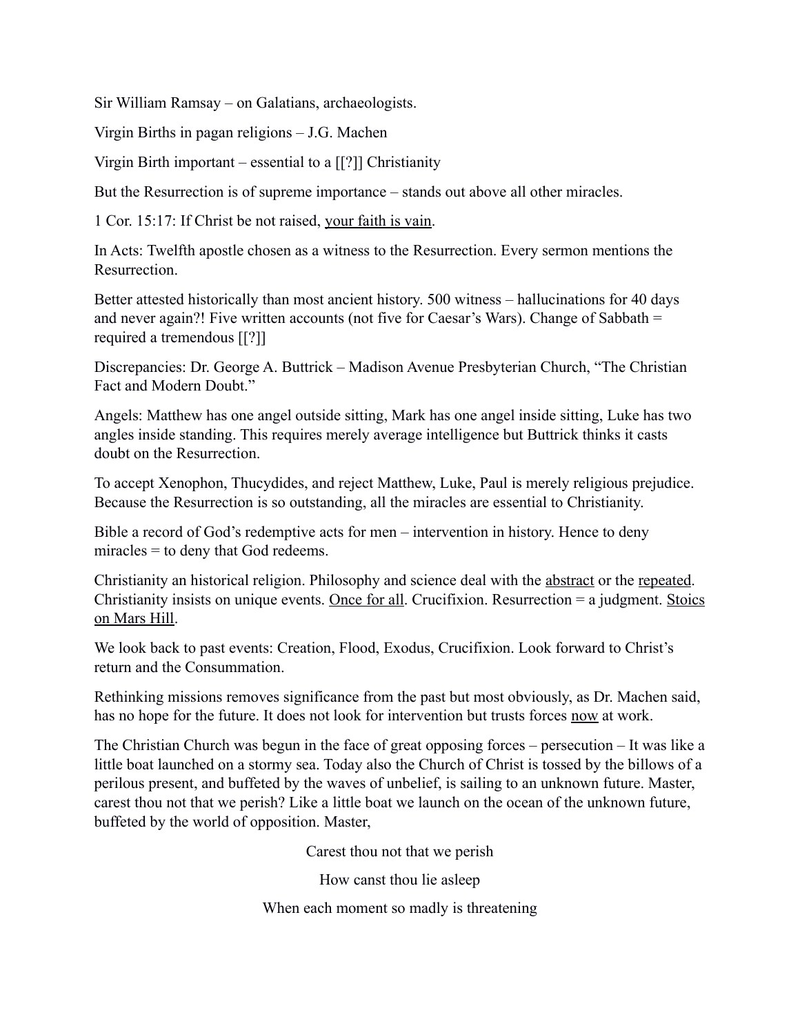Sir William Ramsay – on Galatians, archaeologists.

Virgin Births in pagan religions – J.G. Machen

Virgin Birth important – essential to a [[?]] Christianity

But the Resurrection is of supreme importance – stands out above all other miracles.

1 Cor. 15:17: If Christ be not raised, <u>your faith is vain</u>.

In Acts: Twelfth apostle chosen as a witness to the Resurrection. Every sermon mentions the Resurrection.

Better attested historically than most ancient history. 500 witness – hallucinations for 40 days and never again?! Five written accounts (not five for Caesar's Wars). Change of Sabbath = required a tremendous [[?]]

Discrepancies: Dr. George A. Buttrick – Madison Avenue Presbyterian Church, "The Christian Fact and Modern Doubt."

Angels: Matthew has one angel outside sitting, Mark has one angel inside sitting, Luke has two angles inside standing. This requires merely average intelligence but Buttrick thinks it casts doubt on the Resurrection.

To accept Xenophon, Thucydides, and reject Matthew, Luke, Paul is merely religious prejudice. Because the Resurrection is so outstanding, all the miracles are essential to Christianity.

Bible a record of God's redemptive acts for men – intervention in history. Hence to deny miracles = to deny that God redeems.

Christianity an historical religion. Philosophy and science deal with the <u>abstract</u> or the <u>repeated</u>. Christianity insists on unique events. <u>Once for all</u>. Crucifixion. Resurrection = a judgment. <u>Stoics on Mars Hill</u>.

We look back to past events: Creation, Flood, Exodus, Crucifixion. Look forward to Christ's return and the Consummation.

Rethinking missions removes significance from the past but most obviously, as Dr. Machen said, has no hope for the future. It does not look for intervention but trusts forces <u>now</u> at work.

The Christian Church was begun in the face of great opposing forces – persecution – It was like a little boat launched on a stormy sea. Today also the Church of Christ is tossed by the billows of a perilous present, and buffeted by the waves of unbelief, is sailing to an unknown future. Master, carest thou not that we perish? Like a little boat we launch on the ocean of the unknown future, buffeted by the world of opposition. Master,

Carest thou not that we perish

How canst thou lie asleep

When each moment so madly is threatening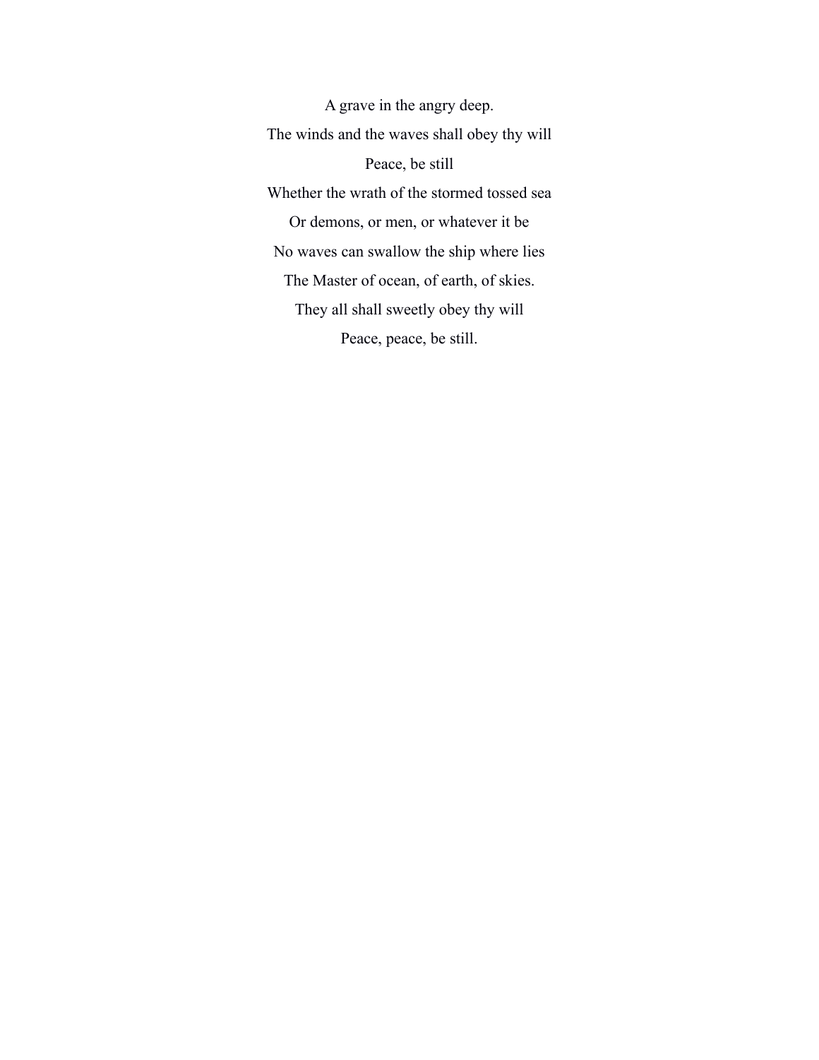A grave in the angry deep.

The winds and the waves shall obey thy will

Peace, be still

Whether the wrath of the stormed tossed sea

Or demons, or men, or whatever it be

No waves can swallow the ship where lies

The Master of ocean, of earth, of skies.

They all shall sweetly obey thy will

Peace, peace, be still.